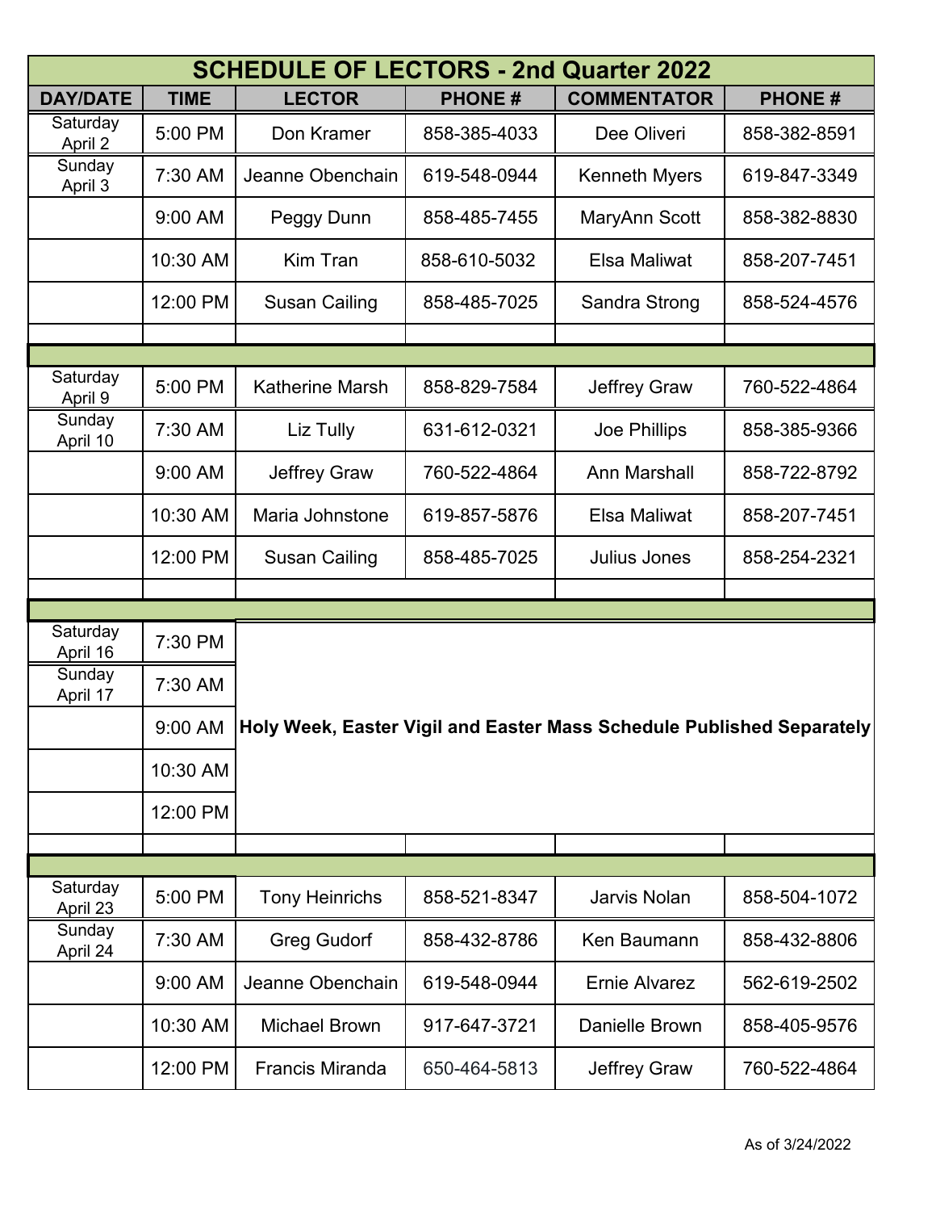# SCHEDULE OF LECTORS - 2nd Quarter 2022

| DAY/DATE | TIME | LECTOR | PHONE # | COMMENTATOR | PHONE # |
|---|---|---|---|---|---|
| Saturday April 2 | 5:00 PM | Don Kramer | 858-385-4033 | Dee Oliveri | 858-382-8591 |
| Sunday April 3 | 7:30 AM | Jeanne Obenchain | 619-548-0944 | Kenneth Myers | 619-847-3349 |
| | 9:00 AM | Peggy Dunn | 858-485-7455 | MaryAnn Scott | 858-382-8830 |
| | 10:30 AM | Kim Tran | 858-610-5032 | Elsa Maliwat | 858-207-7451 |
| | 12:00 PM | Susan Cailing | 858-485-7025 | Sandra Strong | 858-524-4576 |
| | | | | | |
| Saturday April 9 | 5:00 PM | Katherine Marsh | 858-829-7584 | Jeffrey Graw | 760-522-4864 |
| Sunday April 10 | 7:30 AM | Liz Tully | 631-612-0321 | Joe Phillips | 858-385-9366 |
| | 9:00 AM | Jeffrey Graw | 760-522-4864 | Ann Marshall | 858-722-8792 |
| | 10:30 AM | Maria Johnstone | 619-857-5876 | Elsa Maliwat | 858-207-7451 |
| | 12:00 PM | Susan Cailing | 858-485-7025 | Julius Jones | 858-254-2321 |
| | | | | | |
| Saturday April 16 | 7:30 PM | **Holy Week, Easter Vigil and Easter Mass Schedule Published Separately** | | | |
| Sunday April 17 | 7:30 AM | | | | |
| | 9:00 AM | | | | |
| | 10:30 AM | | | | |
| | 12:00 PM | | | | |
| | | | | | |
| Saturday April 23 | 5:00 PM | Tony Heinrichs | 858-521-8347 | Jarvis Nolan | 858-504-1072 |
| Sunday April 24 | 7:30 AM | Greg Gudorf | 858-432-8786 | Ken Baumann | 858-432-8806 |
| | 9:00 AM | Jeanne Obenchain | 619-548-0944 | Ernie Alvarez | 562-619-2502 |
| | 10:30 AM | Michael Brown | 917-647-3721 | Danielle Brown | 858-405-9576 |
| | 12:00 PM | Francis Miranda | 650-464-5813 | Jeffrey Graw | 760-522-4864 |

As of 3/24/2022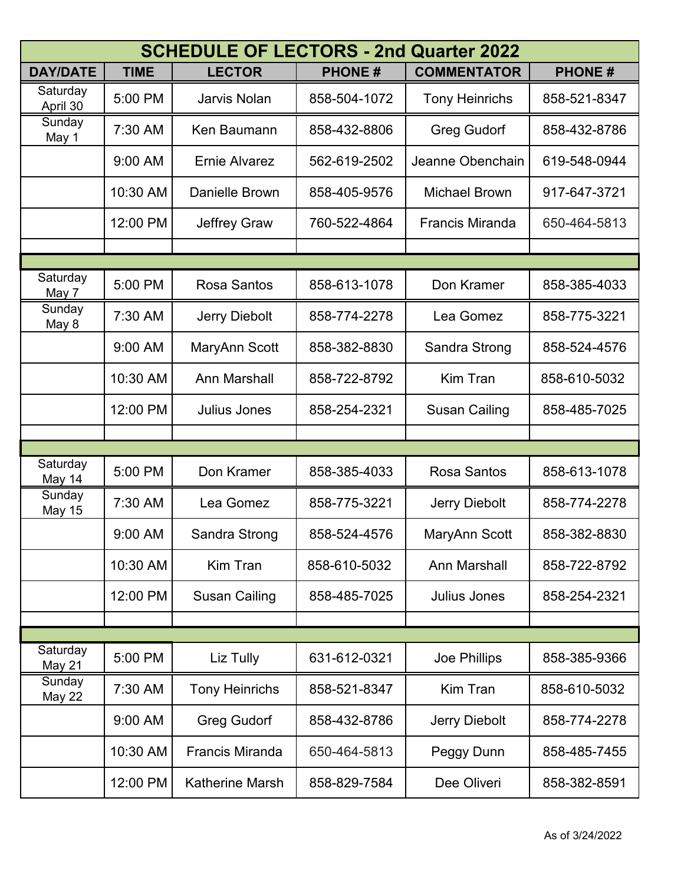# SCHEDULE OF LECTORS - 2nd Quarter 2022

| DAY/DATE | TIME | LECTOR | PHONE # | COMMENTATOR | PHONE # |
|---|---|---|---|---|---|
| Saturday April 30 | 5:00 PM | Jarvis Nolan | 858-504-1072 | Tony Heinrichs | 858-521-8347 |
| Sunday May 1 | 7:30 AM | Ken Baumann | 858-432-8806 | Greg Gudorf | 858-432-8786 |
| | 9:00 AM | Ernie Alvarez | 562-619-2502 | Jeanne Obenchain | 619-548-0944 |
| | 10:30 AM | Danielle Brown | 858-405-9576 | Michael Brown | 917-647-3721 |
| | 12:00 PM | Jeffrey Graw | 760-522-4864 | Francis Miranda | 650-464-5813 |
| | | | | | |
| | | | | | |
| Saturday May 7 | 5:00 PM | Rosa Santos | 858-613-1078 | Don Kramer | 858-385-4033 |
| Sunday May 8 | 7:30 AM | Jerry Diebolt | 858-774-2278 | Lea Gomez | 858-775-3221 |
| | 9:00 AM | MaryAnn Scott | 858-382-8830 | Sandra Strong | 858-524-4576 |
| | 10:30 AM | Ann Marshall | 858-722-8792 | Kim Tran | 858-610-5032 |
| | 12:00 PM | Julius Jones | 858-254-2321 | Susan Cailing | 858-485-7025 |
| | | | | | |
| | | | | | |
| Saturday May 14 | 5:00 PM | Don Kramer | 858-385-4033 | Rosa Santos | 858-613-1078 |
| Sunday May 15 | 7:30 AM | Lea Gomez | 858-775-3221 | Jerry Diebolt | 858-774-2278 |
| | 9:00 AM | Sandra Strong | 858-524-4576 | MaryAnn Scott | 858-382-8830 |
| | 10:30 AM | Kim Tran | 858-610-5032 | Ann Marshall | 858-722-8792 |
| | 12:00 PM | Susan Cailing | 858-485-7025 | Julius Jones | 858-254-2321 |
| | | | | | |
| | | | | | |
| Saturday May 21 | 5:00 PM | Liz Tully | 631-612-0321 | Joe Phillips | 858-385-9366 |
| Sunday May 22 | 7:30 AM | Tony Heinrichs | 858-521-8347 | Kim Tran | 858-610-5032 |
| | 9:00 AM | Greg Gudorf | 858-432-8786 | Jerry Diebolt | 858-774-2278 |
| | 10:30 AM | Francis Miranda | 650-464-5813 | Peggy Dunn | 858-485-7455 |
| | 12:00 PM | Katherine Marsh | 858-829-7584 | Dee Oliveri | 858-382-8591 |

As of 3/24/2022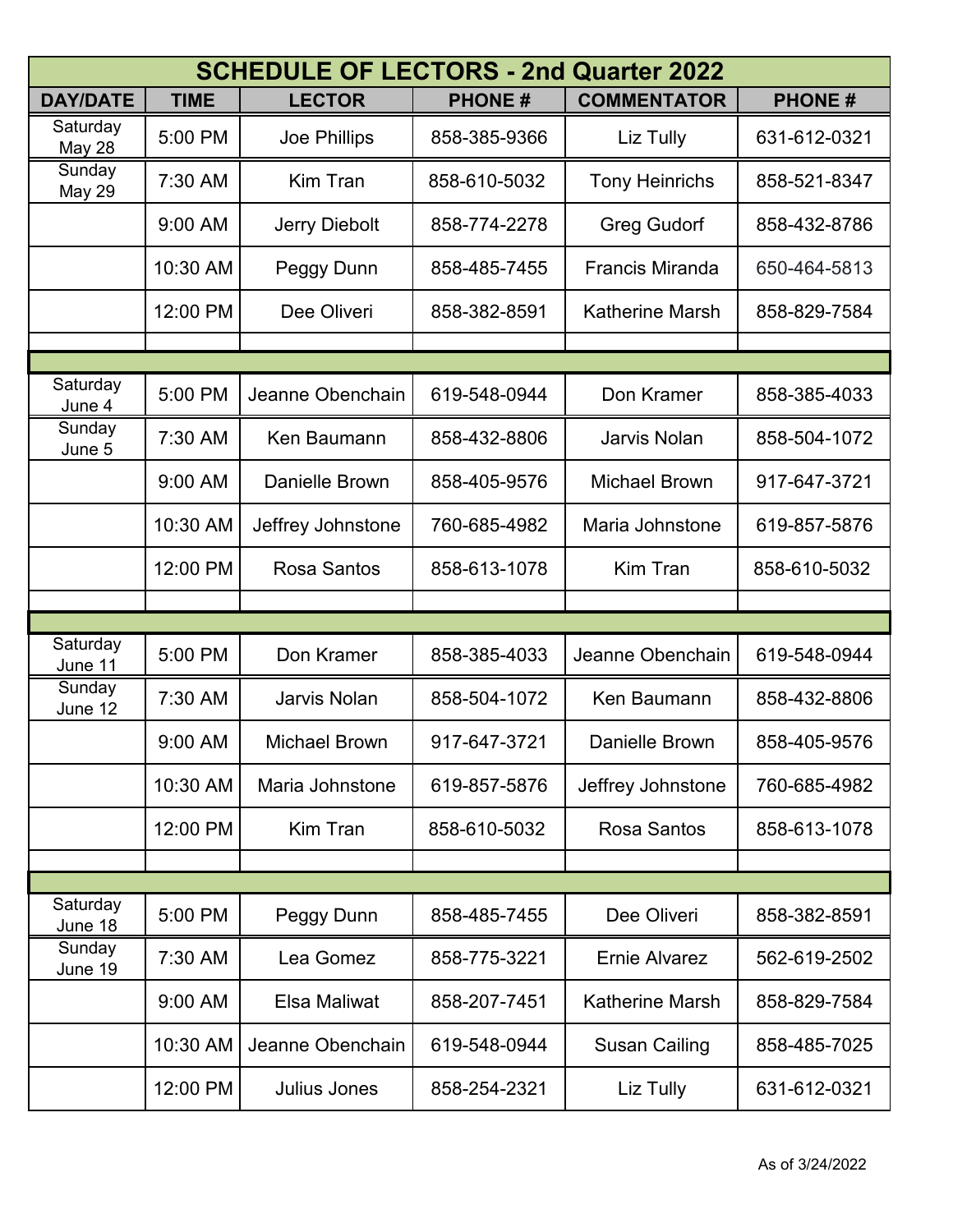# SCHEDULE OF LECTORS - 2nd Quarter 2022

| DAY/DATE | TIME | LECTOR | PHONE # | COMMENTATOR | PHONE # |
|---|---|---|---|---|---|
| Saturday May 28 | 5:00 PM | Joe Phillips | 858-385-9366 | Liz Tully | 631-612-0321 |
| Sunday May 29 | 7:30 AM | Kim Tran | 858-610-5032 | Tony Heinrichs | 858-521-8347 |
| | 9:00 AM | Jerry Diebolt | 858-774-2278 | Greg Gudorf | 858-432-8786 |
| | 10:30 AM | Peggy Dunn | 858-485-7455 | Francis Miranda | 650-464-5813 |
| | 12:00 PM | Dee Oliveri | 858-382-8591 | Katherine Marsh | 858-829-7584 |
| | | | | | |
| | | | | | |
| Saturday June 4 | 5:00 PM | Jeanne Obenchain | 619-548-0944 | Don Kramer | 858-385-4033 |
| Sunday June 5 | 7:30 AM | Ken Baumann | 858-432-8806 | Jarvis Nolan | 858-504-1072 |
| | 9:00 AM | Danielle Brown | 858-405-9576 | Michael Brown | 917-647-3721 |
| | 10:30 AM | Jeffrey Johnstone | 760-685-4982 | Maria Johnstone | 619-857-5876 |
| | 12:00 PM | Rosa Santos | 858-613-1078 | Kim Tran | 858-610-5032 |
| | | | | | |
| | | | | | |
| Saturday June 11 | 5:00 PM | Don Kramer | 858-385-4033 | Jeanne Obenchain | 619-548-0944 |
| Sunday June 12 | 7:30 AM | Jarvis Nolan | 858-504-1072 | Ken Baumann | 858-432-8806 |
| | 9:00 AM | Michael Brown | 917-647-3721 | Danielle Brown | 858-405-9576 |
| | 10:30 AM | Maria Johnstone | 619-857-5876 | Jeffrey Johnstone | 760-685-4982 |
| | 12:00 PM | Kim Tran | 858-610-5032 | Rosa Santos | 858-613-1078 |
| | | | | | |
| | | | | | |
| Saturday June 18 | 5:00 PM | Peggy Dunn | 858-485-7455 | Dee Oliveri | 858-382-8591 |
| Sunday June 19 | 7:30 AM | Lea Gomez | 858-775-3221 | Ernie Alvarez | 562-619-2502 |
| | 9:00 AM | Elsa Maliwat | 858-207-7451 | Katherine Marsh | 858-829-7584 |
| | 10:30 AM | Jeanne Obenchain | 619-548-0944 | Susan Cailing | 858-485-7025 |
| | 12:00 PM | Julius Jones | 858-254-2321 | Liz Tully | 631-612-0321 |

As of 3/24/2022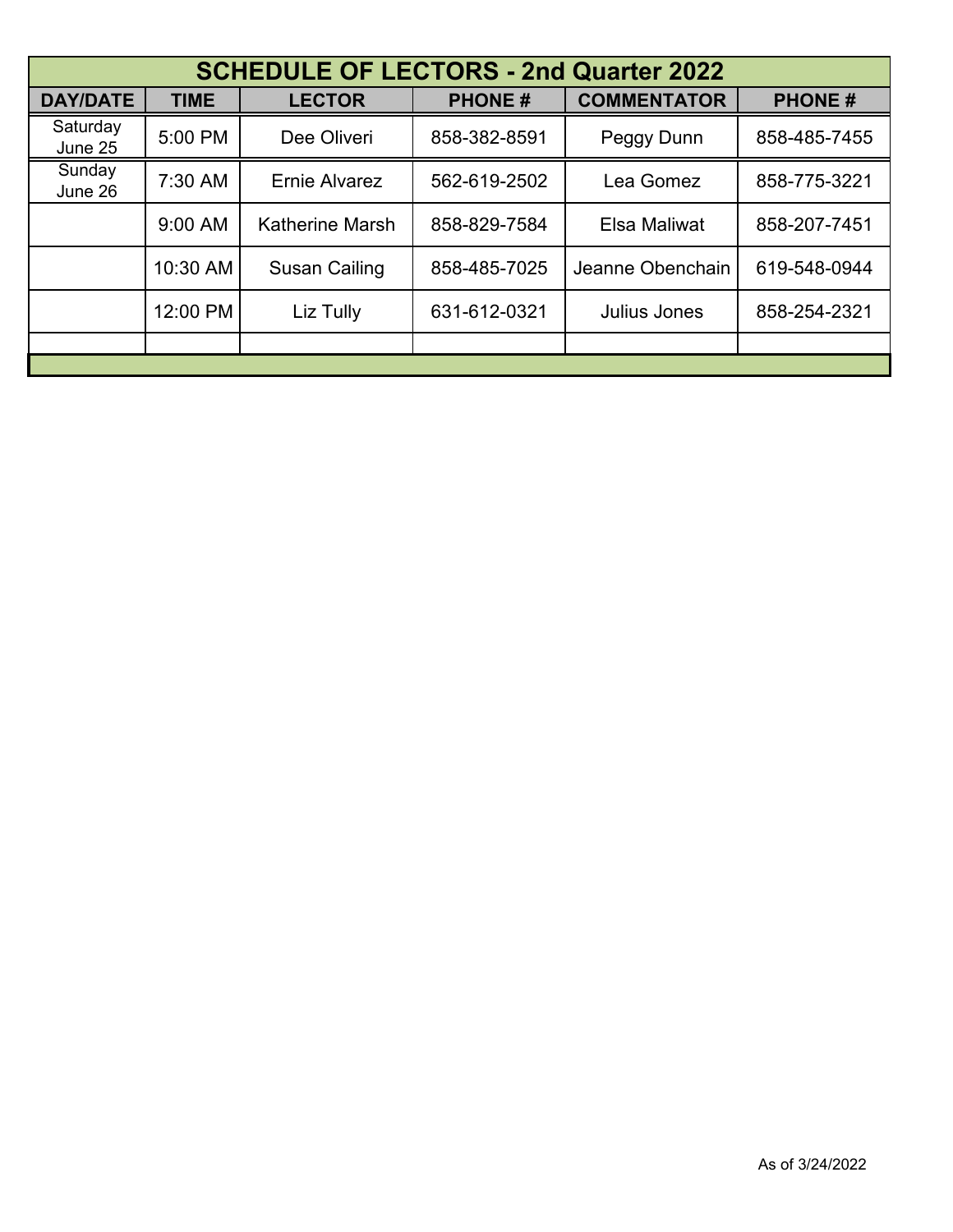| SCHEDULE OF LECTORS - 2nd Quarter 2022 | | | | | |
|---|---|---|---|---|---|
| **DAY/DATE** | **TIME** | **LECTOR** | **PHONE #** | **COMMENTATOR** | **PHONE #** |
| Saturday June 25 | 5:00 PM | Dee Oliveri | 858-382-8591 | Peggy Dunn | 858-485-7455 |
| Sunday June 26 | 7:30 AM | Ernie Alvarez | 562-619-2502 | Lea Gomez | 858-775-3221 |
| | 9:00 AM | Katherine Marsh | 858-829-7584 | Elsa Maliwat | 858-207-7451 |
| | 10:30 AM | Susan Cailing | 858-485-7025 | Jeanne Obenchain | 619-548-0944 |
| | 12:00 PM | Liz Tully | 631-612-0321 | Julius Jones | 858-254-2321 |
| | | | | | |

As of 3/24/2022